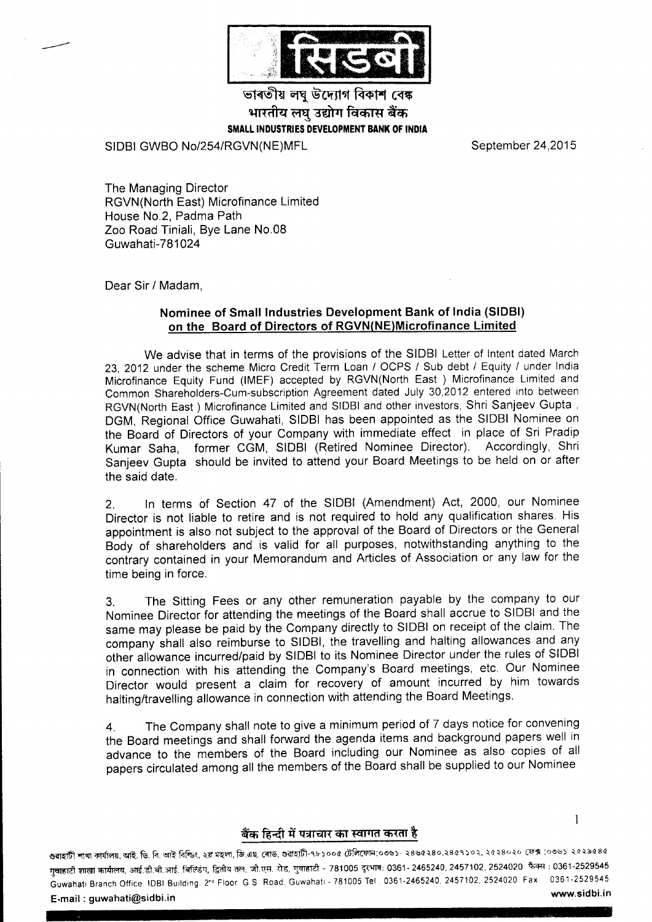# सिडबी

ভাৰতীয় লঘু উদ্যোগ বিকাশ বেঙ্ক

भारतीय लघु उद्योग विकास बैंक

**SMALL INDUSTRIES DEVELOPMENT BANK OF INDIA**

SIDBI GWBO No/254/RGVN(NE)MFL September 24,2015

The Managing Director
RGVN(North East) Microfinance Limited
House No.2, Padma Path
Zoo Road Tiniali, Bye Lane No.08
Guwahati-781024

Dear Sir / Madam,

**Nominee of Small Industries Development Bank of India (SIDBI) on the Board of Directors of RGVN(NE)Microfinance Limited**

We advise that in terms of the provisions of the SIDBI Letter of Intent dated March 23, 2012 under the scheme Micro Credit Term Loan / OCPS / Sub debt / Equity / under India Microfinance Equity Fund (IMEF) accepted by RGVN(North East ) Microfinance Limited and Common Shareholders-Cum-subscription Agreement dated July 30,2012 entered into between RGVN(North East ) Microfinance Limited and SIDBI and other investors, Shri Sanjeev Gupta , DGM, Regional Office Guwahati, SIDBI has been appointed as the SIDBI Nominee on the Board of Directors of your Company with immediate effect in place of Sri Pradip Kumar Saha, former CGM, SIDBI (Retired Nominee Director). Accordingly, Shri Sanjeev Gupta should be invited to attend your Board Meetings to be held on or after the said date.

2. In terms of Section 47 of the SIDBI (Amendment) Act, 2000, our Nominee Director is not liable to retire and is not required to hold any qualification shares. His appointment is also not subject to the approval of the Board of Directors or the General Body of shareholders and is valid for all purposes, notwithstanding anything to the contrary contained in your Memorandum and Articles of Association or any law for the time being in force.

3. The Sitting Fees or any other remuneration payable by the company to our Nominee Director for attending the meetings of the Board shall accrue to SIDBI and the same may please be paid by the Company directly to SIDBI on receipt of the claim. The company shall also reimburse to SIDBI, the travelling and halting allowances and any other allowance incurred/paid by SIDBI to its Nominee Director under the rules of SIDBI in connection with his attending the Company's Board meetings, etc. Our Nominee Director would present a claim for recovery of amount incurred by him towards halting/travelling allowance in connection with attending the Board Meetings.

4. The Company shall note to give a minimum period of 7 days notice for convening the Board meetings and shall forward the agenda items and background papers well in advance to the members of the Board including our Nominee as also copies of all papers circulated among all the members of the Board shall be supplied to our Nominee

**बैंक हिन्दी में पत्राचार का स्वागत करता है**

গুৱাহাটী শাখা কাৰ্যালয়, আই. ডি. বি. আই বিল্ডিং, ২য় মহলা, জি.এছ. ৰোড, গুৱাহাটী-৭৮১০০৫ টেলিফোন:০৩৬১- ২৪৬৫২৪০,২৪৫৭১০২, ২৫২৪০২০ ফেক্স :০৩৬১ ২৫২৯৫৪৫

गुवाहाटी शाखा कार्यालय, आई.डी.बी.आई. बिल्डिंग, द्वितीय तल, जी.एस. रोड, गुवाहाटी - 781005 दूरभाष: 0361-2465240, 2457102, 2524020 फैक्स : 0361-2529545

Guwahati Branch Office. IDBI Building. 2nd Floor G S Road. Guwahati - 781005 Tel. 0361-2465240. 2457102, 2524020 Fax 0361-2529545

E-mail : guwahati@sidbi.in www.sidbi.in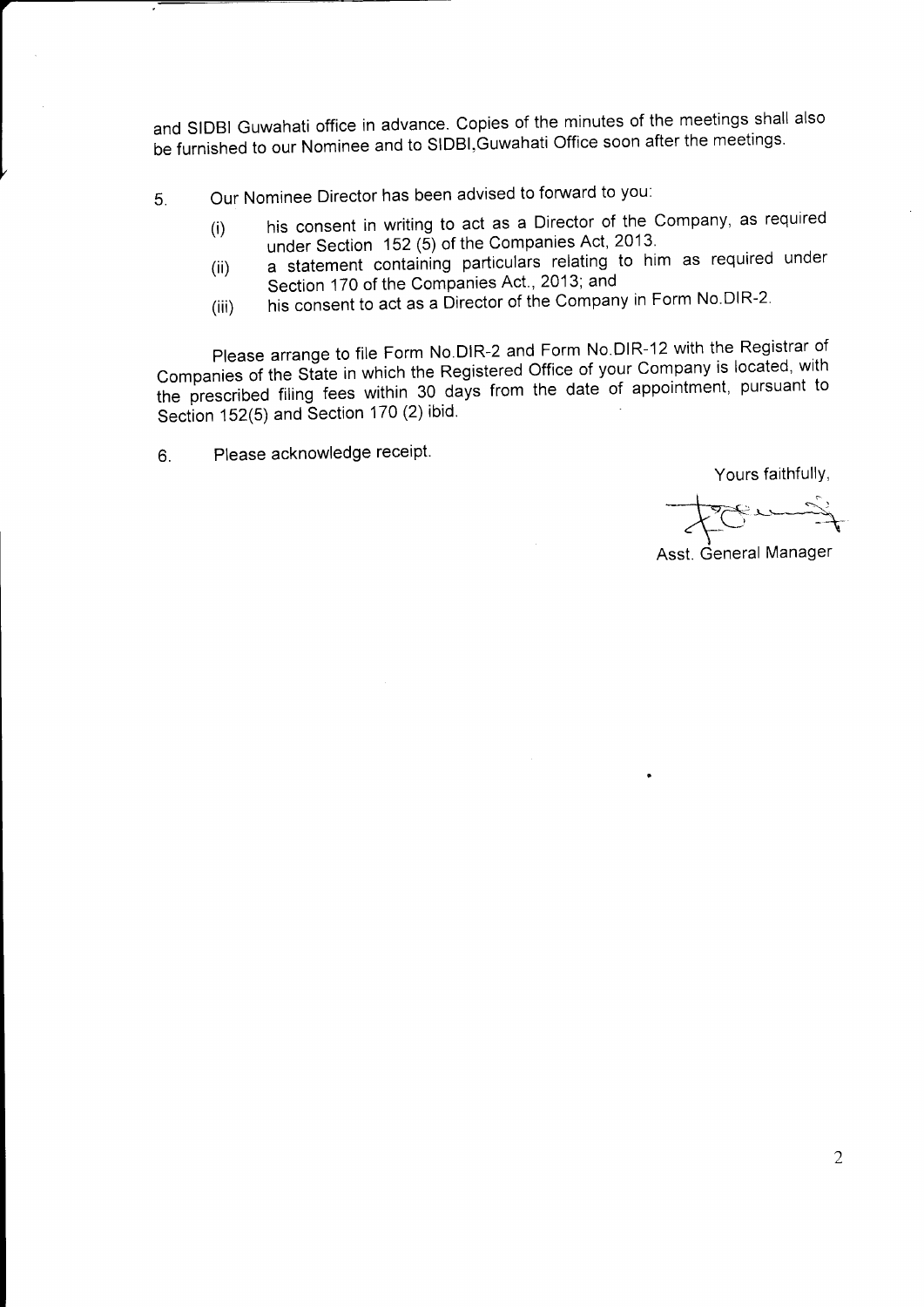and SIDBI Guwahati office in advance. Copies of the minutes of the meetings shall also be furnished to our Nominee and to SIDBI,Guwahati Office soon after the meetings.

5. Our Nominee Director has been advised to forward to you:

   (i) his consent in writing to act as a Director of the Company, as required under Section 152 (5) of the Companies Act, 2013.

   (ii) a statement containing particulars relating to him as required under Section 170 of the Companies Act., 2013; and

   (iii) his consent to act as a Director of the Company in Form No.DIR-2.

Please arrange to file Form No.DIR-2 and Form No.DIR-12 with the Registrar of Companies of the State in which the Registered Office of your Company is located, with the prescribed filing fees within 30 days from the date of appointment, pursuant to Section 152(5) and Section 170 (2) ibid.

6. Please acknowledge receipt.

Yours faithfully,

Asst. General Manager